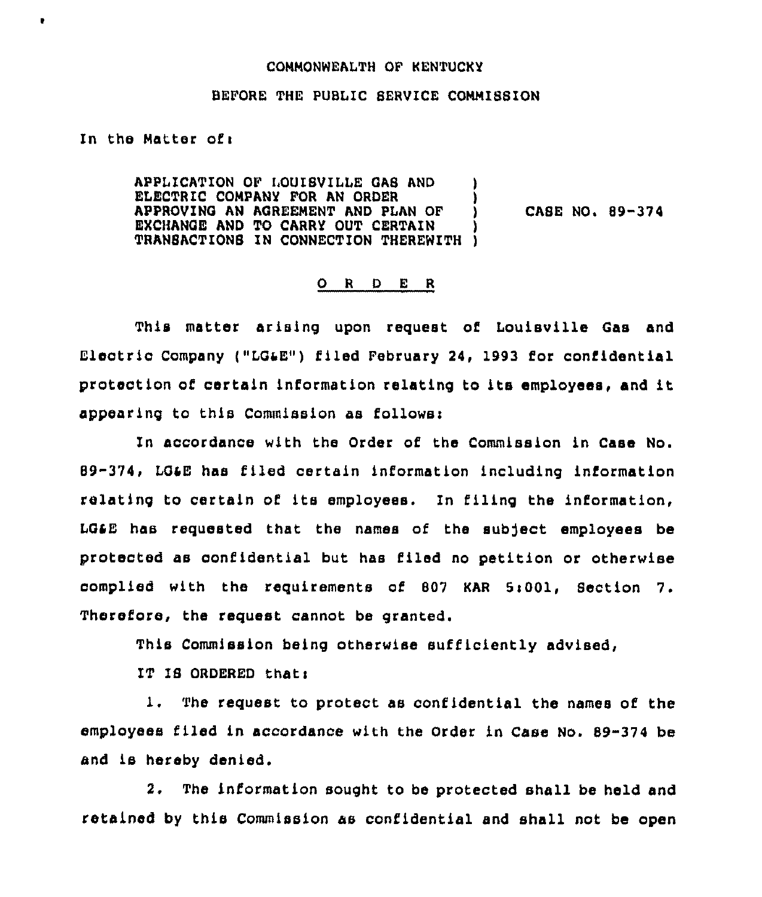COMMONWEALTH OF KENTUCKY

BEFORE THE PUBLIC SERVICE COMMISSION

In the Matter of:

| | | |
|---|---|---|
| APPLICATION OF LOUISVILLE GAS AND ELECTRIC COMPANY FOR AN ORDER APPROVING AN AGREEMENT AND PLAN OF EXCHANGE AND TO CARRY OUT CERTAIN TRANSACTIONS IN CONNECTION THEREWITH | ) | CASE NO. 89-374 |

O R D E R

This matter arising upon request of Louisville Gas and Electric Company ("LG&E") filed February 24, 1993 for confidential protection of certain information relating to its employees, and it appearing to this Commission as follows:

In accordance with the Order of the Commission in Case No. 89-374, LG&E has filed certain information including information relating to certain of its employees. In filing the information, LG&E has requested that the names of the subject employees be protected as confidential but has filed no petition or otherwise complied with the requirements of 807 KAR 5:001, Section 7. Therefore, the request cannot be granted.

This Commission being otherwise sufficiently advised,

IT IS ORDERED that:

1. The request to protect as confidential the names of the employees filed in accordance with the Order in Case No. 89-374 be and is hereby denied.

2. The information sought to be protected shall be held and retained by this Commission as confidential and shall not be open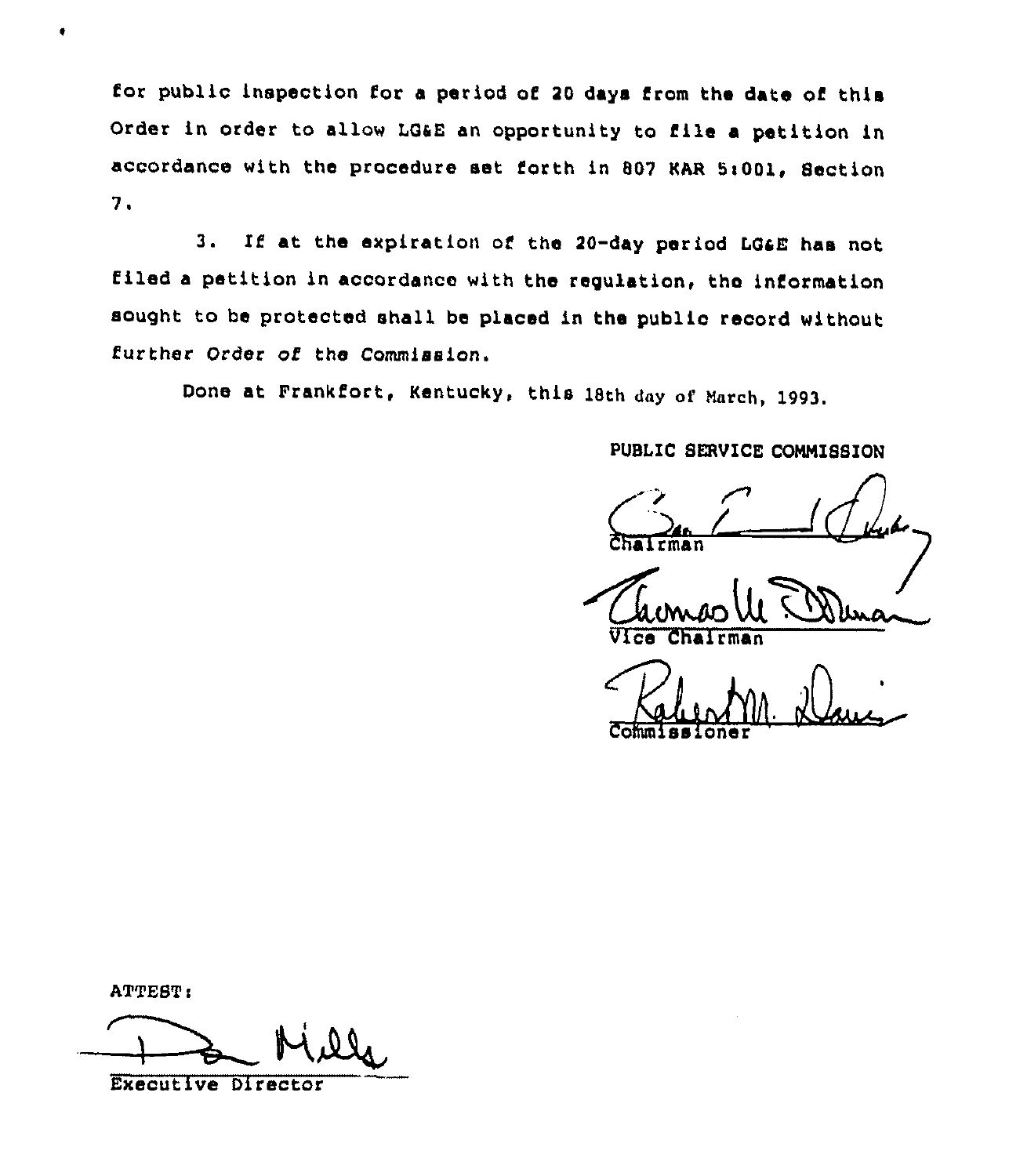for public inspection for a period of 20 days from the date of this Order in order to allow LG&E an opportunity to file a petition in accordance with the procedure set forth in 807 KAR 5:001, Section 7.

3. If at the expiration of the 20-day period LG&E has not filed a petition in accordance with the regulation, the information sought to be protected shall be placed in the public record without further Order of the Commission.

Done at Frankfort, Kentucky, this 18th day of March, 1993.

PUBLIC SERVICE COMMISSION

Chairman

Vice Chairman

Commissioner

ATTEST:

Executive Director